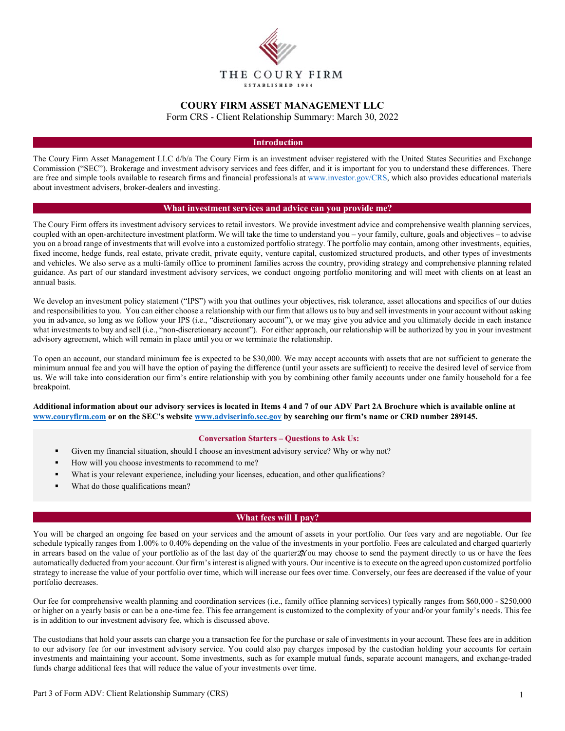THE COURY FIRM

ESTABLISHED 1984

# COURY FIRM ASSET MANAGEMENT LLC

Form CRS - Client Relationship Summary: March 30, 2022

## Introduction

The Coury Firm Asset Management LLC d/b/a The Coury Firm is an investment adviser registered with the United States Securities and Exchange Commission ("SEC"). Brokerage and investment advisory services and fees differ, and it is important for you to understand these differences. There are free and simple tools available to research firms and financial professionals at www.investor.gov/CRS, which also provides educational materials about investment advisers, broker-dealers and investing.

## What investment services and advice can you provide me?

The Coury Firm offers its investment advisory services to retail investors. We provide investment advice and comprehensive wealth planning services, coupled with an open-architecture investment platform. We will take the time to understand you – your family, culture, goals and objectives – to advise you on a broad range of investments that will evolve into a customized portfolio strategy. The portfolio may contain, among other investments, equities, fixed income, hedge funds, real estate, private credit, private equity, venture capital, customized structured products, and other types of investments and vehicles. We also serve as a multi-family office to prominent families across the country, providing strategy and comprehensive planning related guidance. As part of our standard investment advisory services, we conduct ongoing portfolio monitoring and will meet with clients on at least an annual basis.

We develop an investment policy statement ("IPS") with you that outlines your objectives, risk tolerance, asset allocations and specifics of our duties and responsibilities to you. You can either choose a relationship with our firm that allows us to buy and sell investments in your account without asking you in advance, so long as we follow your IPS (i.e., "discretionary account"), or we may give you advice and you ultimately decide in each instance what investments to buy and sell (i.e., "non-discretionary account"). For either approach, our relationship will be authorized by you in your investment advisory agreement, which will remain in place until you or we terminate the relationship.

To open an account, our standard minimum fee is expected to be $30,000. We may accept accounts with assets that are not sufficient to generate the minimum annual fee and you will have the option of paying the difference (until your assets are sufficient) to receive the desired level of service from us. We will take into consideration our firm's entire relationship with you by combining other family accounts under one family household for a fee breakpoint.

**Additional information about our advisory services is located in Items 4 and 7 of our ADV Part 2A Brochure which is available online at www.couryfirm.com or on the SEC's website www.adviserinfo.sec.gov by searching our firm's name or CRD number 289145.**

### Conversation Starters – Questions to Ask Us:

- Given my financial situation, should I choose an investment advisory service? Why or why not?
- How will you choose investments to recommend to me?
- What is your relevant experience, including your licenses, education, and other qualifications?
- What do those qualifications mean?

## What fees will I pay?

You will be charged an ongoing fee based on your services and the amount of assets in your portfolio. Our fees vary and are negotiable. Our fee schedule typically ranges from 1.00% to 0.40% depending on the value of the investments in your portfolio. Fees are calculated and charged quarterly in arrears based on the value of your portfolio as of the last day of the quarter. You may choose to send the payment directly to us or have the fees automatically deducted from your account. Our firm's interest is aligned with yours. Our incentive is to execute on the agreed upon customized portfolio strategy to increase the value of your portfolio over time, which will increase our fees over time. Conversely, our fees are decreased if the value of your portfolio decreases.

Our fee for comprehensive wealth planning and coordination services (i.e., family office planning services) typically ranges from $60,000 - $250,000 or higher on a yearly basis or can be a one-time fee. This fee arrangement is customized to the complexity of your and/or your family's needs. This fee is in addition to our investment advisory fee, which is discussed above.

The custodians that hold your assets can charge you a transaction fee for the purchase or sale of investments in your account. These fees are in addition to our advisory fee for our investment advisory service. You could also pay charges imposed by the custodian holding your accounts for certain investments and maintaining your account. Some investments, such as for example mutual funds, separate account managers, and exchange-traded funds charge additional fees that will reduce the value of your investments over time.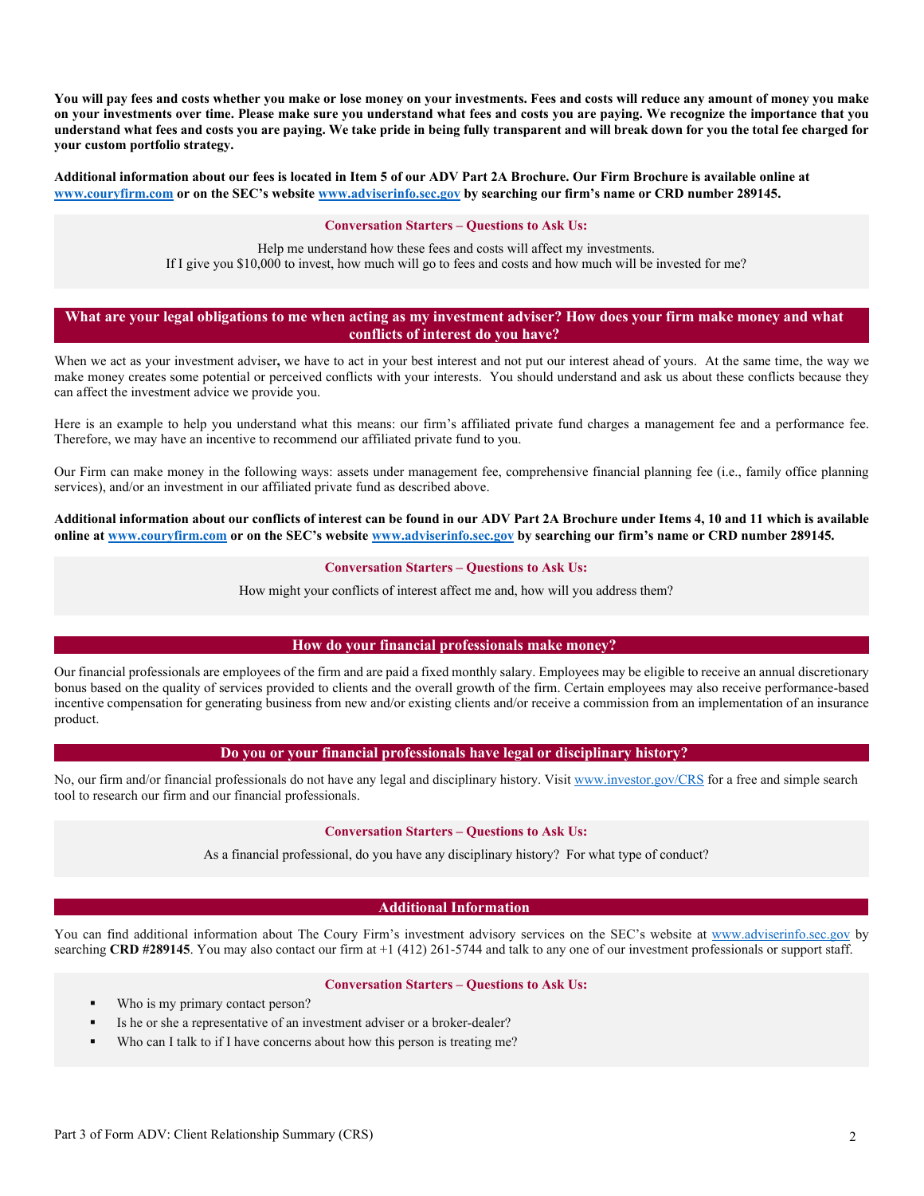**You will pay fees and costs whether you make or lose money on your investments. Fees and costs will reduce any amount of money you make on your investments over time. Please make sure you understand what fees and costs you are paying. We recognize the importance that you understand what fees and costs you are paying. We take pride in being fully transparent and will break down for you the total fee charged for your custom portfolio strategy.**

**Additional information about our fees is located in Item 5 of our ADV Part 2A Brochure. Our Firm Brochure is available online at [www.couryfirm.com](http://www.couryfirm.com) or on the SEC's website [www.adviserinfo.sec.gov](http://www.adviserinfo.sec.gov) by searching our firm's name or CRD number 289145.**

**Conversation Starters – Questions to Ask Us:**

Help me understand how these fees and costs will affect my investments.
If I give you $10,000 to invest, how much will go to fees and costs and how much will be invested for me?

## What are your legal obligations to me when acting as my investment adviser? How does your firm make money and what conflicts of interest do you have?

When we act as your investment adviser**,** we have to act in your best interest and not put our interest ahead of yours. At the same time, the way we make money creates some potential or perceived conflicts with your interests. You should understand and ask us about these conflicts because they can affect the investment advice we provide you.

Here is an example to help you understand what this means: our firm's affiliated private fund charges a management fee and a performance fee. Therefore, we may have an incentive to recommend our affiliated private fund to you.

Our Firm can make money in the following ways: assets under management fee, comprehensive financial planning fee (i.e., family office planning services), and/or an investment in our affiliated private fund as described above.

**Additional information about our conflicts of interest can be found in our ADV Part 2A Brochure under Items 4, 10 and 11 which is available online at [www.couryfirm.com](http://www.couryfirm.com) or on the SEC's website [www.adviserinfo.sec.gov](http://www.adviserinfo.sec.gov) by searching our firm's name or CRD number 289145.**

**Conversation Starters – Questions to Ask Us:**

How might your conflicts of interest affect me and, how will you address them?

## How do your financial professionals make money?

Our financial professionals are employees of the firm and are paid a fixed monthly salary. Employees may be eligible to receive an annual discretionary bonus based on the quality of services provided to clients and the overall growth of the firm. Certain employees may also receive performance-based incentive compensation for generating business from new and/or existing clients and/or receive a commission from an implementation of an insurance product.

## Do you or your financial professionals have legal or disciplinary history?

No, our firm and/or financial professionals do not have any legal and disciplinary history. Visit [www.investor.gov/CRS](http://www.investor.gov/CRS) for a free and simple search tool to research our firm and our financial professionals.

**Conversation Starters – Questions to Ask Us:**

As a financial professional, do you have any disciplinary history? For what type of conduct?

## Additional Information

You can find additional information about The Coury Firm's investment advisory services on the SEC's website at [www.adviserinfo.sec.gov](http://www.adviserinfo.sec.gov) by searching **CRD #289145**. You may also contact our firm at +1 (412) 261-5744 and talk to any one of our investment professionals or support staff.

**Conversation Starters – Questions to Ask Us:**

- Who is my primary contact person?
- Is he or she a representative of an investment adviser or a broker-dealer?
- Who can I talk to if I have concerns about how this person is treating me?